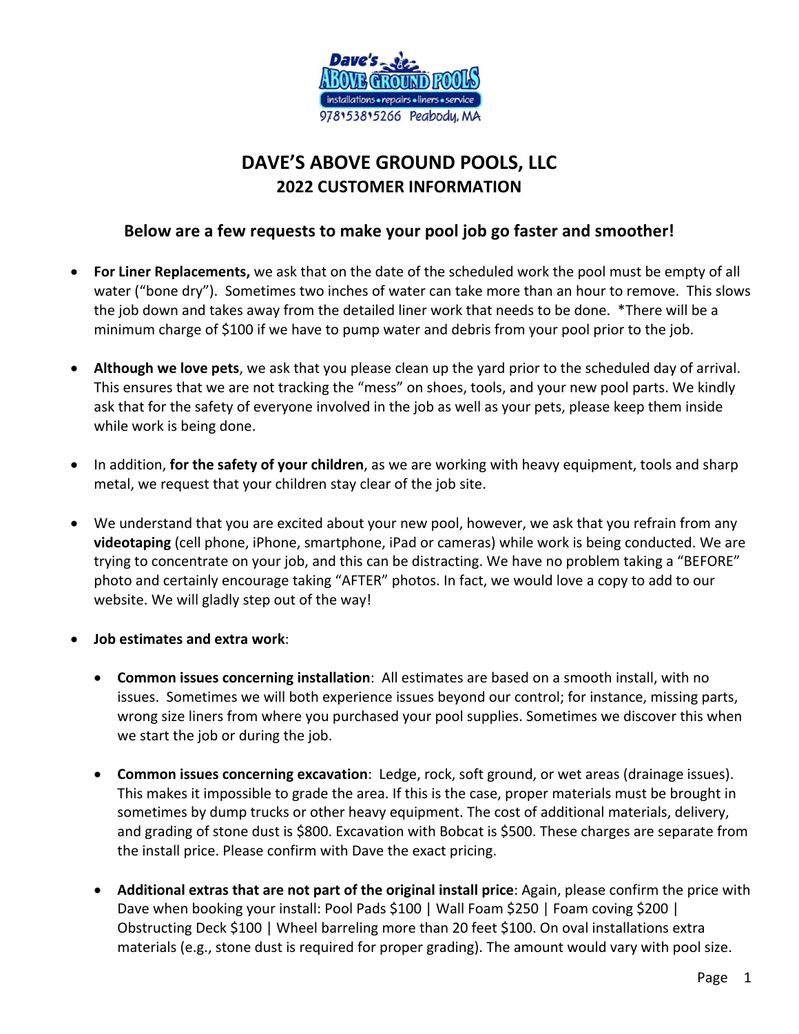# DAVE'S ABOVE GROUND POOLS, LLC
## 2022 CUSTOMER INFORMATION

### Below are a few requests to make your pool job go faster and smoother!

- **For Liner Replacements,** we ask that on the date of the scheduled work the pool must be empty of all water ("bone dry"). Sometimes two inches of water can take more than an hour to remove. This slows the job down and takes away from the detailed liner work that needs to be done. *There will be a minimum charge of $100 if we have to pump water and debris from your pool prior to the job.

- **Although we love pets**, we ask that you please clean up the yard prior to the scheduled day of arrival. This ensures that we are not tracking the "mess" on shoes, tools, and your new pool parts. We kindly ask that for the safety of everyone involved in the job as well as your pets, please keep them inside while work is being done.

- In addition, **for the safety of your children**, as we are working with heavy equipment, tools and sharp metal, we request that your children stay clear of the job site.

- We understand that you are excited about your new pool, however, we ask that you refrain from any **videotaping** (cell phone, iPhone, smartphone, iPad or cameras) while work is being conducted. We are trying to concentrate on your job, and this can be distracting. We have no problem taking a "BEFORE" photo and certainly encourage taking "AFTER" photos. In fact, we would love a copy to add to our website. We will gladly step out of the way!

- **Job estimates and extra work**:

  - **Common issues concerning installation**: All estimates are based on a smooth install, with no issues. Sometimes we will both experience issues beyond our control; for instance, missing parts, wrong size liners from where you purchased your pool supplies. Sometimes we discover this when we start the job or during the job.

  - **Common issues concerning excavation**: Ledge, rock, soft ground, or wet areas (drainage issues). This makes it impossible to grade the area. If this is the case, proper materials must be brought in sometimes by dump trucks or other heavy equipment. The cost of additional materials, delivery, and grading of stone dust is $800. Excavation with Bobcat is $500. These charges are separate from the install price. Please confirm with Dave the exact pricing.

  - **Additional extras that are not part of the original install price**: Again, please confirm the price with Dave when booking your install: Pool Pads $100 | Wall Foam $250 | Foam coving $200 | Obstructing Deck $100 | Wheel barreling more than 20 feet $100. On oval installations extra materials (e.g., stone dust is required for proper grading). The amount would vary with pool size.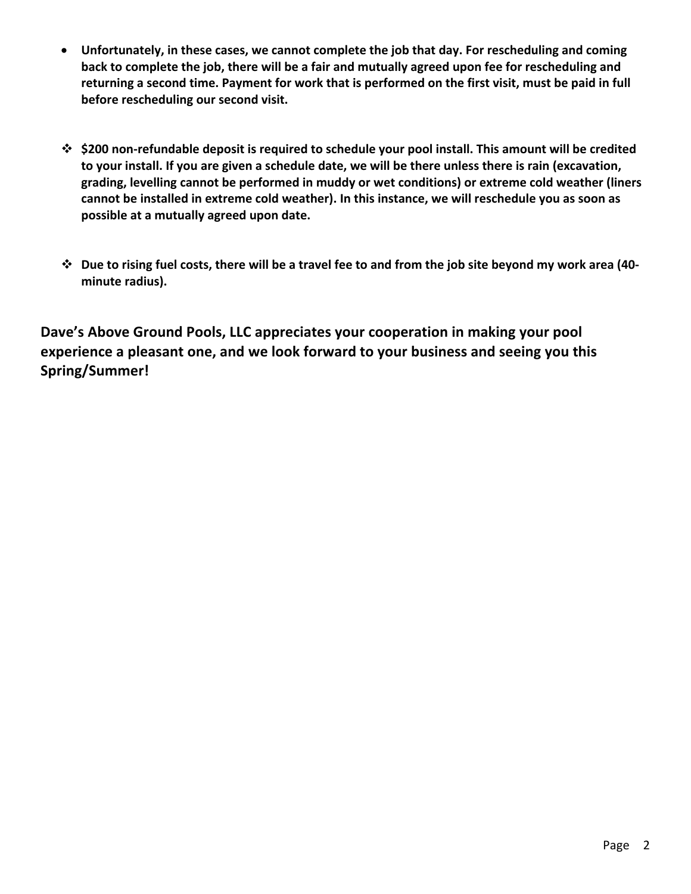- **Unfortunately, in these cases, we cannot complete the job that day. For rescheduling and coming back to complete the job, there will be a fair and mutually agreed upon fee for rescheduling and returning a second time. Payment for work that is performed on the first visit, must be paid in full before rescheduling our second visit.**

- **$200 non-refundable deposit is required to schedule your pool install. This amount will be credited to your install. If you are given a schedule date, we will be there unless there is rain (excavation, grading, levelling cannot be performed in muddy or wet conditions) or extreme cold weather (liners cannot be installed in extreme cold weather). In this instance, we will reschedule you as soon as possible at a mutually agreed upon date.**

- **Due to rising fuel costs, there will be a travel fee to and from the job site beyond my work area (40-minute radius).**

**Dave's Above Ground Pools, LLC appreciates your cooperation in making your pool experience a pleasant one, and we look forward to your business and seeing you this Spring/Summer!**